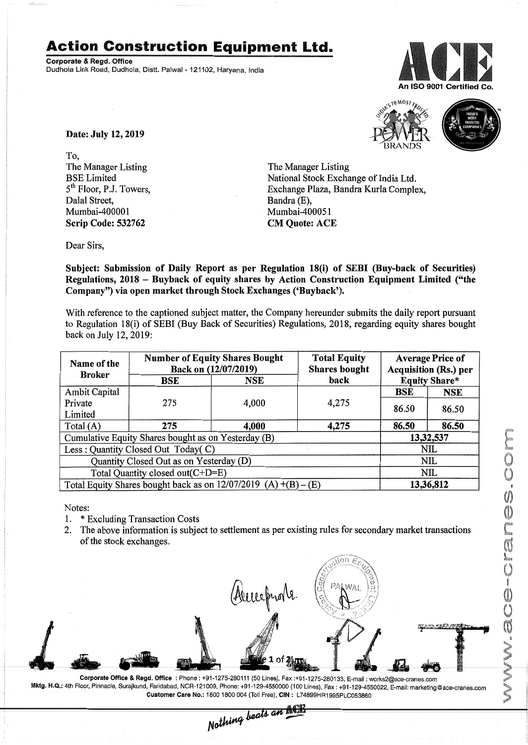# Action Construction Equipment Ltd.

**Corporate & Regd. Office**
Dudhola Link Road, Dudhola, Distt. Palwal - 121102, Haryana, India

An ISO 9001 Certified Co.

**Date: July 12, 2019**

To,

The Manager Listing
BSE Limited
5th Floor, P.J. Towers,
Dalal Street,
Mumbai-400001
**Scrip Code: 532762**

The Manager Listing
National Stock Exchange of India Ltd.
Exchange Plaza, Bandra Kurla Complex,
Bandra (E),
Mumbai-400051
**CM Quote: ACE**

Dear Sirs,

**Subject: Submission of Daily Report as per Regulation 18(i) of SEBI (Buy-back of Securities) Regulations, 2018 – Buyback of equity shares by Action Construction Equipment Limited ("the Company") via open market through Stock Exchanges ('Buyback').**

With reference to the captioned subject matter, the Company hereunder submits the daily report pursuant to Regulation 18(i) of SEBI (Buy Back of Securities) Regulations, 2018, regarding equity shares bought back on July 12, 2019:

| Name of the Broker | Number of Equity Shares Bought Back on (12/07/2019) | | Total Equity Shares bought back | Average Price of Acquisition (Rs.) per Equity Share* | |
|---|---|---|---|---|---|
| | BSE | NSE | | BSE | NSE |
| Ambit Capital Private Limited | 275 | 4,000 | 4,275 | 86.50 | 86.50 |
| Total (A) | **275** | **4,000** | **4,275** | **86.50** | **86.50** |
| Cumulative Equity Shares bought as on Yesterday (B) | | | | **13,32,537** | |
| Less : Quantity Closed Out Today( C) | | | | NIL | |
| Quantity Closed Out as on Yesterday (D) | | | | NIL | |
| Total Quantity closed out(C+D=E) | | | | NIL | |
| Total Equity Shares bought back as on 12/07/2019 (A) +(B) – (E) | | | | **13,36,812** | |

Notes:

1. * Excluding Transaction Costs
2. The above information is subject to settlement as per existing rules for secondary market transactions of the stock exchanges.

**Corporate Office & Regd. Office** : Phone : +91-1275-280111 (50 Lines), Fax :+91-1275-280133, E-mail : works2@ace-cranes.com
**Mktg. H.Q.:** 4th Floor, Pinnacle, Surajkund, Faridabad, NCR-121009, Phone: +91-129-4550000 (100 Lines), Fax : +91-129-4550022, E-mail: marketing@ace-cranes.com
Customer Care No.: 1800 1800 004 (Toll Free), CIN : L74899HR1995PLC053860

*Nothing beats an ACE*

www.ace-cranes.com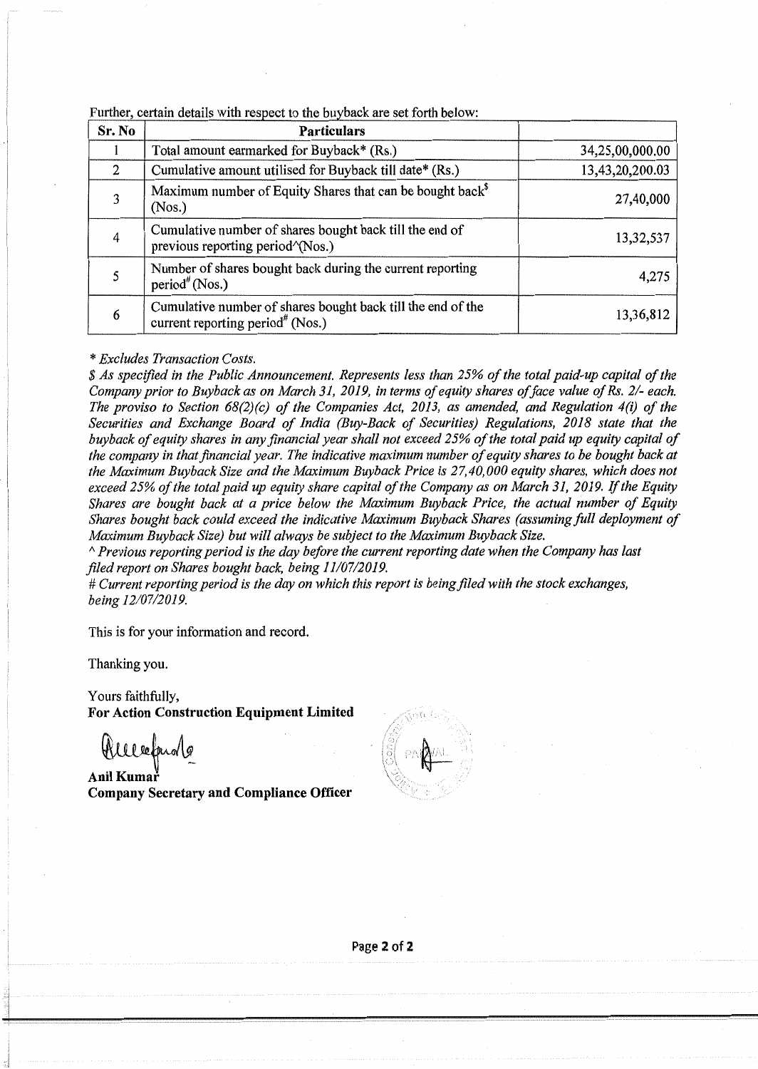Further, certain details with respect to the buyback are set forth below:

| Sr. No | Particulars | |
|---|---|---|
| 1 | Total amount earmarked for Buyback* (Rs.) | 34,25,00,000.00 |
| 2 | Cumulative amount utilised for Buyback till date* (Rs.) | 13,43,20,200.03 |
| 3 | Maximum number of Equity Shares that can be bought back$ (Nos.) | 27,40,000 |
| 4 | Cumulative number of shares bought back till the end of previous reporting period^(Nos.) | 13,32,537 |
| 5 | Number of shares bought back during the current reporting period# (Nos.) | 4,275 |
| 6 | Cumulative number of shares bought back till the end of the current reporting period# (Nos.) | 13,36,812 |

*\* Excludes Transaction Costs.*

*$ As specified in the Public Announcement. Represents less than 25% of the total paid-up capital of the Company prior to Buyback as on March 31, 2019, in terms of equity shares of face value of Rs. 2/- each. The proviso to Section 68(2)(c) of the Companies Act, 2013, as amended, and Regulation 4(i) of the Securities and Exchange Board of India (Buy-Back of Securities) Regulations, 2018 state that the buyback of equity shares in any financial year shall not exceed 25% of the total paid up equity capital of the company in that financial year. The indicative maximum number of equity shares to be bought back at the Maximum Buyback Size and the Maximum Buyback Price is 27,40,000 equity shares, which does not exceed 25% of the total paid up equity share capital of the Company as on March 31, 2019. If the Equity Shares are bought back at a price below the Maximum Buyback Price, the actual number of Equity Shares bought back could exceed the indicative Maximum Buyback Shares (assuming full deployment of Maximum Buyback Size) but will always be subject to the Maximum Buyback Size.*

*^ Previous reporting period is the day before the current reporting date when the Company has last filed report on Shares bought back, being 11/07/2019.*

*# Current reporting period is the day on which this report is being filed with the stock exchanges, being 12/07/2019.*

This is for your information and record.

Thanking you.

Yours faithfully,
**For Action Construction Equipment Limited**

**Anil Kumar**
**Company Secretary and Compliance Officer**